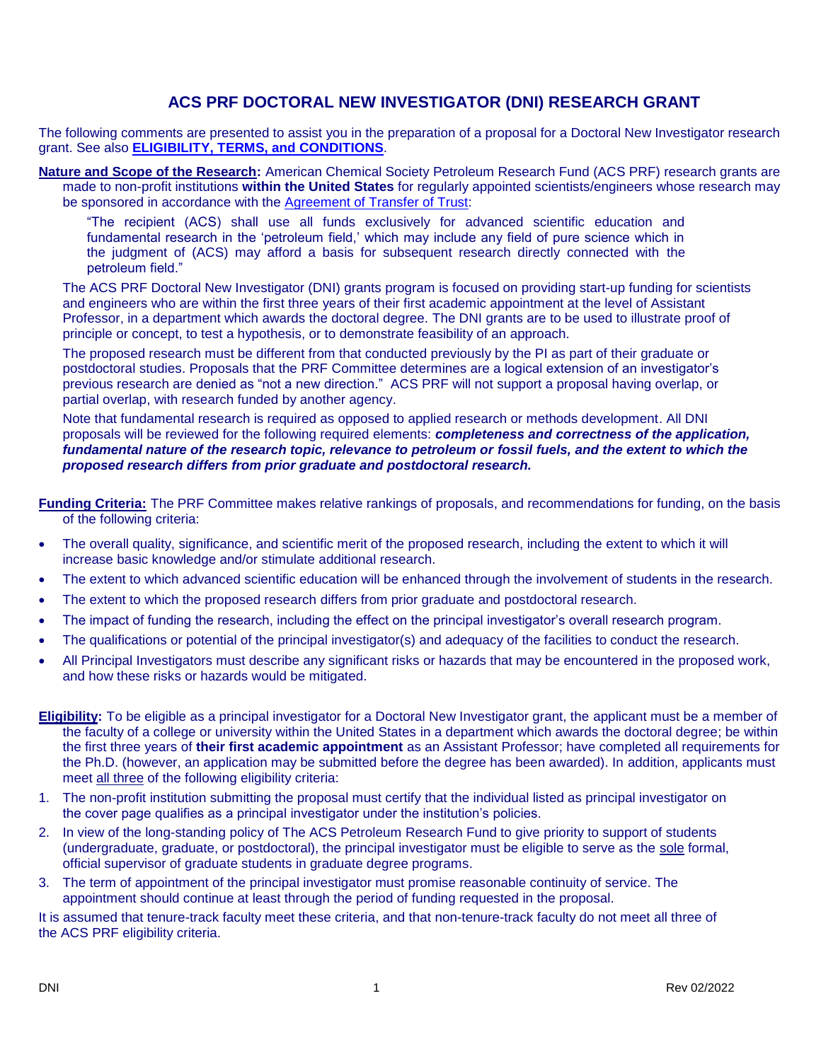# ACS PRF DOCTORAL NEW INVESTIGATOR (DNI) RESEARCH GRANT

The following comments are presented to assist you in the preparation of a proposal for a Doctoral New Investigator research grant. See also **ELIGIBILITY, TERMS, and CONDITIONS**.

**Nature and Scope of the Research:** American Chemical Society Petroleum Research Fund (ACS PRF) research grants are made to non-profit institutions **within the United States** for regularly appointed scientists/engineers whose research may be sponsored in accordance with the Agreement of Transfer of Trust:

> "The recipient (ACS) shall use all funds exclusively for advanced scientific education and fundamental research in the 'petroleum field,' which may include any field of pure science which in the judgment of (ACS) may afford a basis for subsequent research directly connected with the petroleum field."

The ACS PRF Doctoral New Investigator (DNI) grants program is focused on providing start-up funding for scientists and engineers who are within the first three years of their first academic appointment at the level of Assistant Professor, in a department which awards the doctoral degree. The DNI grants are to be used to illustrate proof of principle or concept, to test a hypothesis, or to demonstrate feasibility of an approach.

The proposed research must be different from that conducted previously by the PI as part of their graduate or postdoctoral studies. Proposals that the PRF Committee determines are a logical extension of an investigator's previous research are denied as "not a new direction." ACS PRF will not support a proposal having overlap, or partial overlap, with research funded by another agency.

Note that fundamental research is required as opposed to applied research or methods development. All DNI proposals will be reviewed for the following required elements: ***completeness and correctness of the application, fundamental nature of the research topic, relevance to petroleum or fossil fuels, and the extent to which the proposed research differs from prior graduate and postdoctoral research.***

**Funding Criteria:** The PRF Committee makes relative rankings of proposals, and recommendations for funding, on the basis of the following criteria:

- The overall quality, significance, and scientific merit of the proposed research, including the extent to which it will increase basic knowledge and/or stimulate additional research.
- The extent to which advanced scientific education will be enhanced through the involvement of students in the research.
- The extent to which the proposed research differs from prior graduate and postdoctoral research.
- The impact of funding the research, including the effect on the principal investigator's overall research program.
- The qualifications or potential of the principal investigator(s) and adequacy of the facilities to conduct the research.
- All Principal Investigators must describe any significant risks or hazards that may be encountered in the proposed work, and how these risks or hazards would be mitigated.

**Eligibility:** To be eligible as a principal investigator for a Doctoral New Investigator grant, the applicant must be a member of the faculty of a college or university within the United States in a department which awards the doctoral degree; be within the first three years of **their first academic appointment** as an Assistant Professor; have completed all requirements for the Ph.D. (however, an application may be submitted before the degree has been awarded). In addition, applicants must meet all three of the following eligibility criteria:

1. The non-profit institution submitting the proposal must certify that the individual listed as principal investigator on the cover page qualifies as a principal investigator under the institution's policies.
2. In view of the long-standing policy of The ACS Petroleum Research Fund to give priority to support of students (undergraduate, graduate, or postdoctoral), the principal investigator must be eligible to serve as the sole formal, official supervisor of graduate students in graduate degree programs.
3. The term of appointment of the principal investigator must promise reasonable continuity of service. The appointment should continue at least through the period of funding requested in the proposal.

It is assumed that tenure-track faculty meet these criteria, and that non-tenure-track faculty do not meet all three of the ACS PRF eligibility criteria.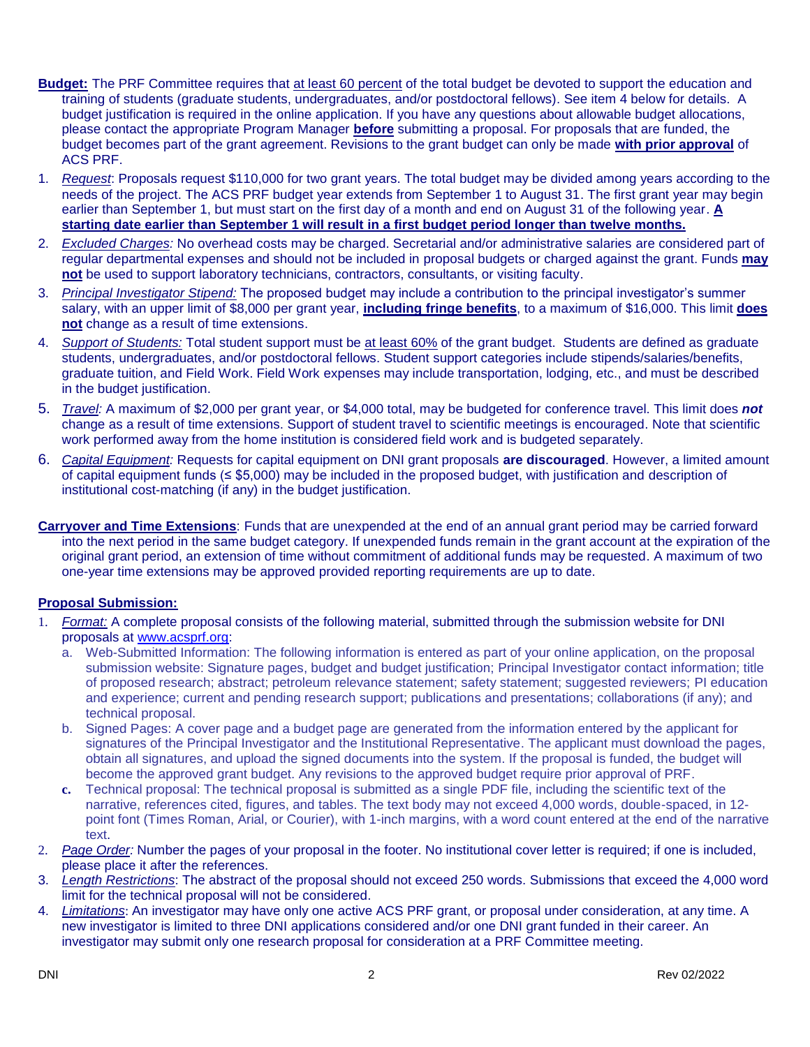**Budget:** The PRF Committee requires that at least 60 percent of the total budget be devoted to support the education and training of students (graduate students, undergraduates, and/or postdoctoral fellows). See item 4 below for details. A budget justification is required in the online application. If you have any questions about allowable budget allocations, please contact the appropriate Program Manager **before** submitting a proposal. For proposals that are funded, the budget becomes part of the grant agreement. Revisions to the grant budget can only be made **with prior approval** of ACS PRF.

1. *Request*: Proposals request $110,000 for two grant years. The total budget may be divided among years according to the needs of the project. The ACS PRF budget year extends from September 1 to August 31. The first grant year may begin earlier than September 1, but must start on the first day of a month and end on August 31 of the following year. **A starting date earlier than September 1 will result in a first budget period longer than twelve months.**
2. *Excluded Charges:* No overhead costs may be charged. Secretarial and/or administrative salaries are considered part of regular departmental expenses and should not be included in proposal budgets or charged against the grant. Funds **may not** be used to support laboratory technicians, contractors, consultants, or visiting faculty.
3. *Principal Investigator Stipend:* The proposed budget may include a contribution to the principal investigator's summer salary, with an upper limit of $8,000 per grant year, **including fringe benefits**, to a maximum of $16,000. This limit **does not** change as a result of time extensions.
4. *Support of Students:* Total student support must be at least 60% of the grant budget. Students are defined as graduate students, undergraduates, and/or postdoctoral fellows. Student support categories include stipends/salaries/benefits, graduate tuition, and Field Work. Field Work expenses may include transportation, lodging, etc., and must be described in the budget justification.
5. *Travel:* A maximum of $2,000 per grant year, or $4,000 total, may be budgeted for conference travel. This limit does ***not*** change as a result of time extensions. Support of student travel to scientific meetings is encouraged. Note that scientific work performed away from the home institution is considered field work and is budgeted separately.
6. *Capital Equipment:* Requests for capital equipment on DNI grant proposals **are discouraged**. However, a limited amount of capital equipment funds (≤ $5,000) may be included in the proposed budget, with justification and description of institutional cost-matching (if any) in the budget justification.

**Carryover and Time Extensions**: Funds that are unexpended at the end of an annual grant period may be carried forward into the next period in the same budget category. If unexpended funds remain in the grant account at the expiration of the original grant period, an extension of time without commitment of additional funds may be requested. A maximum of two one-year time extensions may be approved provided reporting requirements are up to date.

**Proposal Submission:**

1. *Format:* A complete proposal consists of the following material, submitted through the submission website for DNI proposals at www.acsprf.org:
   a. Web-Submitted Information: The following information is entered as part of your online application, on the proposal submission website: Signature pages, budget and budget justification; Principal Investigator contact information; title of proposed research; abstract; petroleum relevance statement; safety statement; suggested reviewers; PI education and experience; current and pending research support; publications and presentations; collaborations (if any); and technical proposal.
   b. Signed Pages: A cover page and a budget page are generated from the information entered by the applicant for signatures of the Principal Investigator and the Institutional Representative. The applicant must download the pages, obtain all signatures, and upload the signed documents into the system. If the proposal is funded, the budget will become the approved grant budget. Any revisions to the approved budget require prior approval of PRF.
   c. Technical proposal: The technical proposal is submitted as a single PDF file, including the scientific text of the narrative, references cited, figures, and tables. The text body may not exceed 4,000 words, double-spaced, in 12-point font (Times Roman, Arial, or Courier), with 1-inch margins, with a word count entered at the end of the narrative text.
2. *Page Order:* Number the pages of your proposal in the footer. No institutional cover letter is required; if one is included, please place it after the references.
3. *Length Restrictions*: The abstract of the proposal should not exceed 250 words. Submissions that exceed the 4,000 word limit for the technical proposal will not be considered.
4. *Limitations*: An investigator may have only one active ACS PRF grant, or proposal under consideration, at any time. A new investigator is limited to three DNI applications considered and/or one DNI grant funded in their career. An investigator may submit only one research proposal for consideration at a PRF Committee meeting.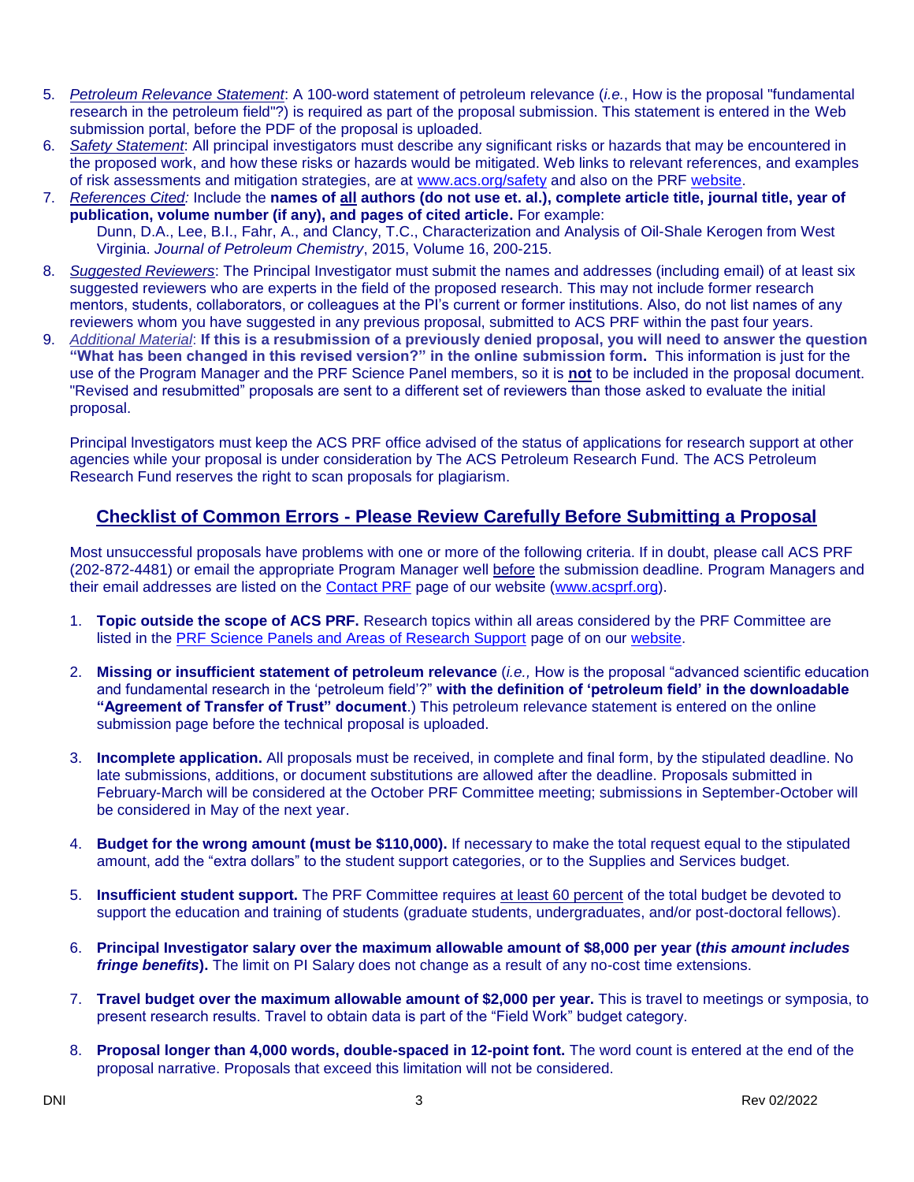5. *Petroleum Relevance Statement*: A 100-word statement of petroleum relevance (*i.e.*, How is the proposal "fundamental research in the petroleum field"?) is required as part of the proposal submission. This statement is entered in the Web submission portal, before the PDF of the proposal is uploaded.
6. *Safety Statement*: All principal investigators must describe any significant risks or hazards that may be encountered in the proposed work, and how these risks or hazards would be mitigated. Web links to relevant references, and examples of risk assessments and mitigation strategies, are at www.acs.org/safety and also on the PRF website.
7. *References Cited:* Include the **names of all authors (do not use et. al.), complete article title, journal title, year of publication, volume number (if any), and pages of cited article.** For example:
   Dunn, D.A., Lee, B.I., Fahr, A., and Clancy, T.C., Characterization and Analysis of Oil-Shale Kerogen from West Virginia. *Journal of Petroleum Chemistry*, 2015, Volume 16, 200-215.
8. *Suggested Reviewers*: The Principal Investigator must submit the names and addresses (including email) of at least six suggested reviewers who are experts in the field of the proposed research. This may not include former research mentors, students, collaborators, or colleagues at the PI's current or former institutions. Also, do not list names of any reviewers whom you have suggested in any previous proposal, submitted to ACS PRF within the past four years.
9. *Additional Material*: **If this is a resubmission of a previously denied proposal, you will need to answer the question "What has been changed in this revised version?" in the online submission form.** This information is just for the use of the Program Manager and the PRF Science Panel members, so it is **not** to be included in the proposal document. "Revised and resubmitted" proposals are sent to a different set of reviewers than those asked to evaluate the initial proposal.

Principal Investigators must keep the ACS PRF office advised of the status of applications for research support at other agencies while your proposal is under consideration by The ACS Petroleum Research Fund. The ACS Petroleum Research Fund reserves the right to scan proposals for plagiarism.

## Checklist of Common Errors - Please Review Carefully Before Submitting a Proposal

Most unsuccessful proposals have problems with one or more of the following criteria. If in doubt, please call ACS PRF (202-872-4481) or email the appropriate Program Manager well before the submission deadline. Program Managers and their email addresses are listed on the Contact PRF page of our website (www.acsprf.org).

1. **Topic outside the scope of ACS PRF.** Research topics within all areas considered by the PRF Committee are listed in the PRF Science Panels and Areas of Research Support page of on our website.

2. **Missing or insufficient statement of petroleum relevance** (*i.e.,* How is the proposal "advanced scientific education and fundamental research in the 'petroleum field'?" **with the definition of 'petroleum field' in the downloadable "Agreement of Transfer of Trust" document**.) This petroleum relevance statement is entered on the online submission page before the technical proposal is uploaded.

3. **Incomplete application.** All proposals must be received, in complete and final form, by the stipulated deadline. No late submissions, additions, or document substitutions are allowed after the deadline. Proposals submitted in February-March will be considered at the October PRF Committee meeting; submissions in September-October will be considered in May of the next year.

4. **Budget for the wrong amount (must be $110,000).** If necessary to make the total request equal to the stipulated amount, add the "extra dollars" to the student support categories, or to the Supplies and Services budget.

5. **Insufficient student support.** The PRF Committee requires at least 60 percent of the total budget be devoted to support the education and training of students (graduate students, undergraduates, and/or post-doctoral fellows).

6. **Principal Investigator salary over the maximum allowable amount of $8,000 per year (*this amount includes fringe benefits*).** The limit on PI Salary does not change as a result of any no-cost time extensions.

7. **Travel budget over the maximum allowable amount of $2,000 per year.** This is travel to meetings or symposia, to present research results. Travel to obtain data is part of the "Field Work" budget category.

8. **Proposal longer than 4,000 words, double-spaced in 12-point font.** The word count is entered at the end of the proposal narrative. Proposals that exceed this limitation will not be considered.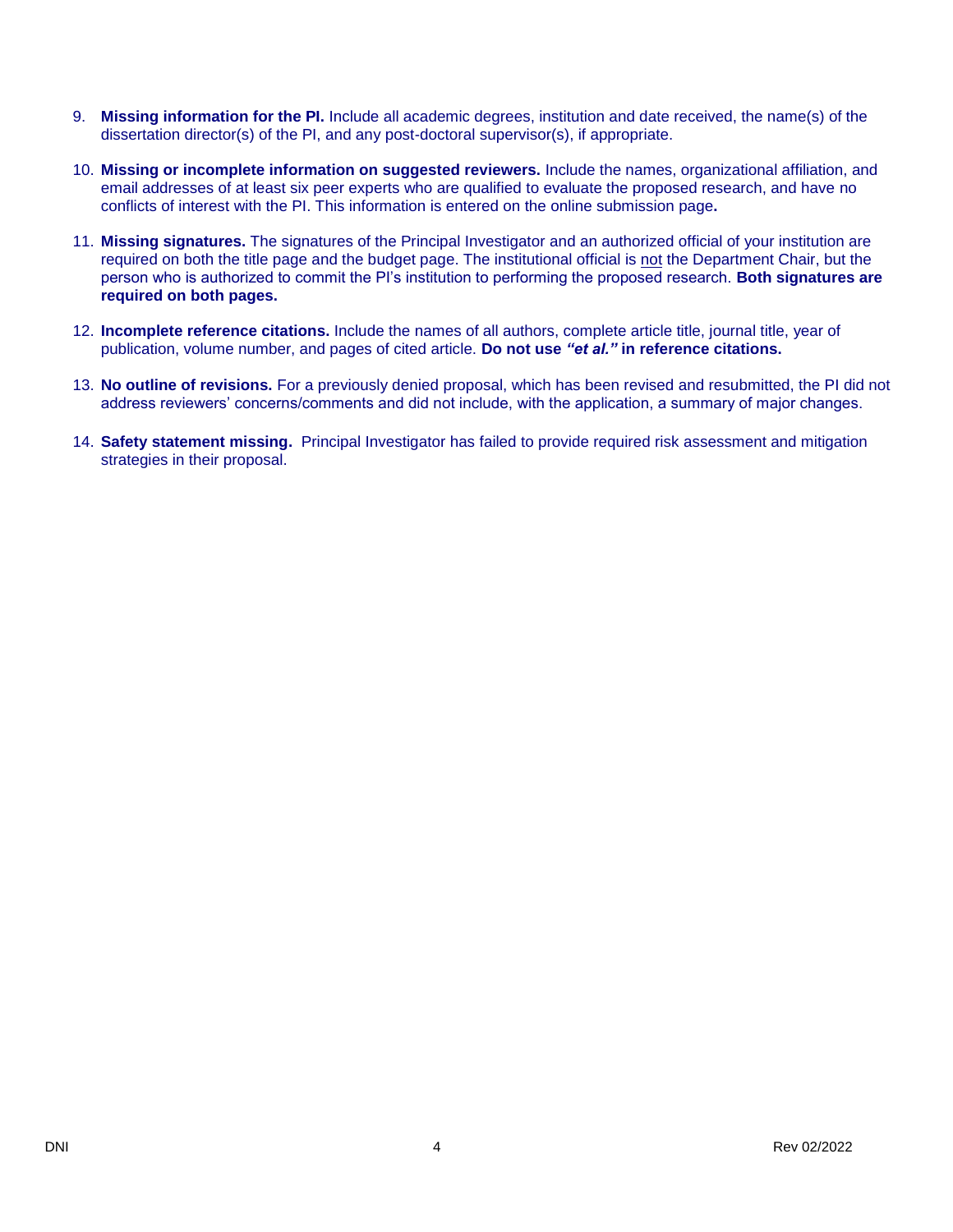9. **Missing information for the PI.** Include all academic degrees, institution and date received, the name(s) of the dissertation director(s) of the PI, and any post-doctoral supervisor(s), if appropriate.

10. **Missing or incomplete information on suggested reviewers.** Include the names, organizational affiliation, and email addresses of at least six peer experts who are qualified to evaluate the proposed research, and have no conflicts of interest with the PI. This information is entered on the online submission page**.**

11. **Missing signatures.** The signatures of the Principal Investigator and an authorized official of your institution are required on both the title page and the budget page. The institutional official is <u>not</u> the Department Chair, but the person who is authorized to commit the PI's institution to performing the proposed research. **Both signatures are required on both pages.**

12. **Incomplete reference citations.** Include the names of all authors, complete article title, journal title, year of publication, volume number, and pages of cited article. **Do not use *"et al."* in reference citations.**

13. **No outline of revisions.** For a previously denied proposal, which has been revised and resubmitted, the PI did not address reviewers' concerns/comments and did not include, with the application, a summary of major changes.

14. **Safety statement missing.** Principal Investigator has failed to provide required risk assessment and mitigation strategies in their proposal.